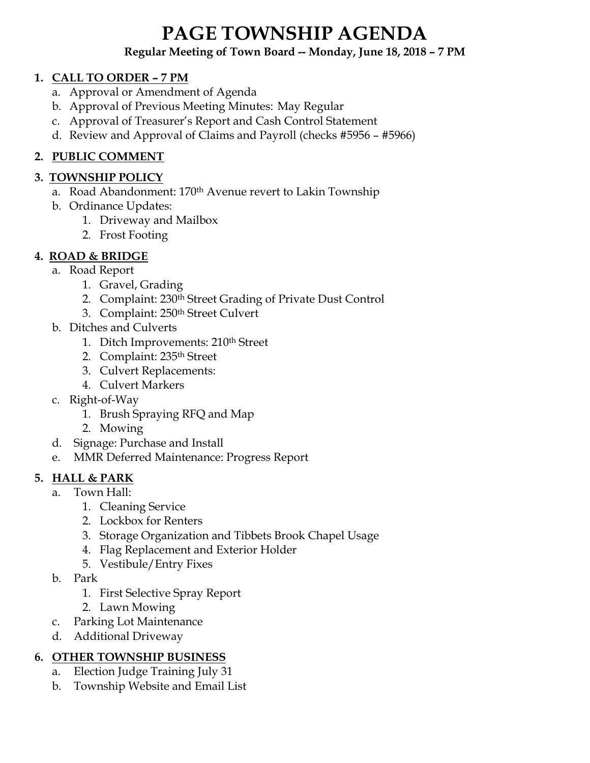# PAGE TOWNSHIP AGENDA

**Regular Meeting of Town Board -- Monday, June 18, 2018 – 7 PM**

1. **CALL TO ORDER – 7 PM**
   a. Approval or Amendment of Agenda
   b. Approval of Previous Meeting Minutes: May Regular
   c. Approval of Treasurer's Report and Cash Control Statement
   d. Review and Approval of Claims and Payroll (checks #5956 – #5966)

2. **PUBLIC COMMENT**

3. **TOWNSHIP POLICY**
   a. Road Abandonment: 170th Avenue revert to Lakin Township
   b. Ordinance Updates:
      1. Driveway and Mailbox
      2. Frost Footing

4. **ROAD & BRIDGE**
   a. Road Report
      1. Gravel, Grading
      2. Complaint: 230th Street Grading of Private Dust Control
      3. Complaint: 250th Street Culvert
   b. Ditches and Culverts
      1. Ditch Improvements: 210th Street
      2. Complaint: 235th Street
      3. Culvert Replacements:
      4. Culvert Markers
   c. Right-of-Way
      1. Brush Spraying RFQ and Map
      2. Mowing
   d. Signage: Purchase and Install
   e. MMR Deferred Maintenance: Progress Report

5. **HALL & PARK**
   a. Town Hall:
      1. Cleaning Service
      2. Lockbox for Renters
      3. Storage Organization and Tibbets Brook Chapel Usage
      4. Flag Replacement and Exterior Holder
      5. Vestibule/Entry Fixes
   b. Park
      1. First Selective Spray Report
      2. Lawn Mowing
   c. Parking Lot Maintenance
   d. Additional Driveway

6. **OTHER TOWNSHIP BUSINESS**
   a. Election Judge Training July 31
   b. Township Website and Email List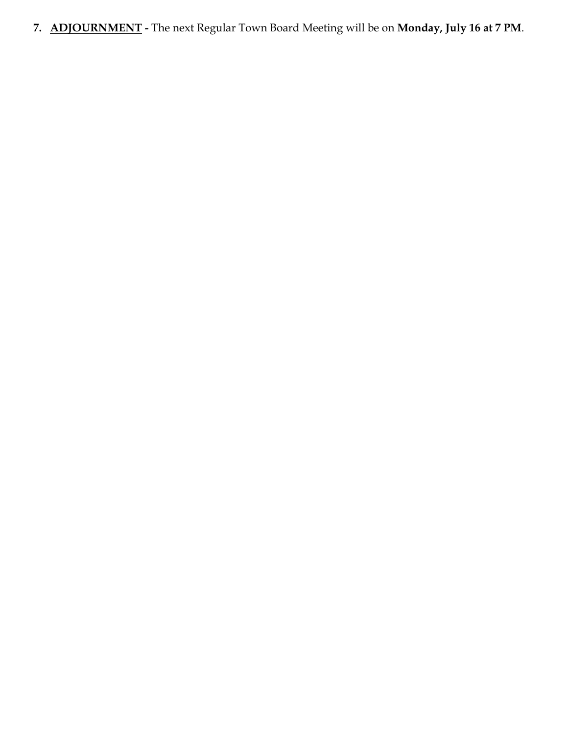7. **ADJOURNMENT -** The next Regular Town Board Meeting will be on **Monday, July 16 at 7 PM**.